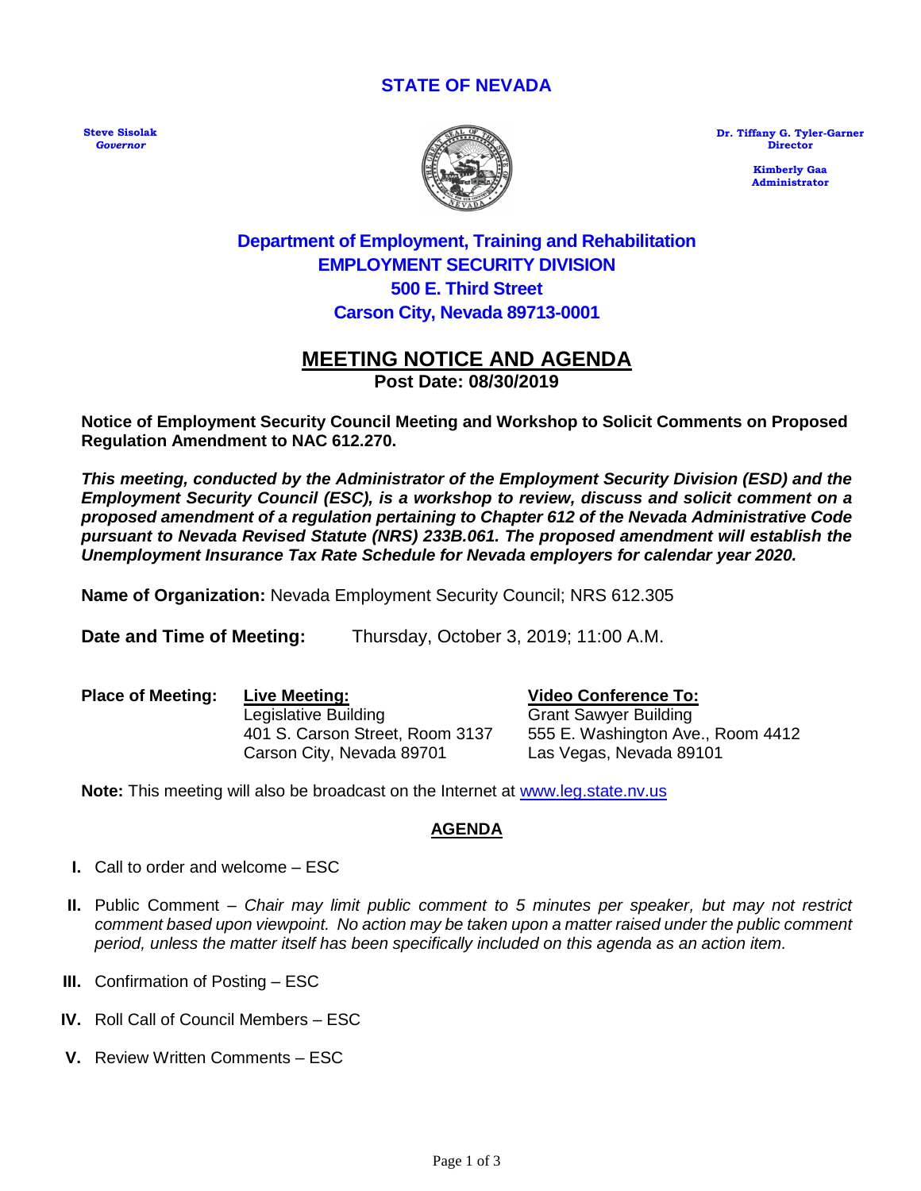# STATE OF NEVADA

**Steve Sisolak**
*Governor*

**Dr. Tiffany G. Tyler-Garner**
**Director**

**Kimberly Gaa**
**Administrator**

## Department of Employment, Training and Rehabilitation
## EMPLOYMENT SECURITY DIVISION
## 500 E. Third Street
## Carson City, Nevada 89713-0001

# MEETING NOTICE AND AGENDA

**Post Date: 08/30/2019**

**Notice of Employment Security Council Meeting and Workshop to Solicit Comments on Proposed Regulation Amendment to NAC 612.270.**

***This meeting, conducted by the Administrator of the Employment Security Division (ESD) and the Employment Security Council (ESC), is a workshop to review, discuss and solicit comment on a proposed amendment of a regulation pertaining to Chapter 612 of the Nevada Administrative Code pursuant to Nevada Revised Statute (NRS) 233B.061. The proposed amendment will establish the Unemployment Insurance Tax Rate Schedule for Nevada employers for calendar year 2020.***

**Name of Organization:** Nevada Employment Security Council; NRS 612.305

**Date and Time of Meeting:** Thursday, October 3, 2019; 11:00 A.M.

**Place of Meeting:**

**Live Meeting:**
Legislative Building
401 S. Carson Street, Room 3137
Carson City, Nevada 89701

**Video Conference To:**
Grant Sawyer Building
555 E. Washington Ave., Room 4412
Las Vegas, Nevada 89101

**Note:** This meeting will also be broadcast on the Internet at www.leg.state.nv.us

## AGENDA

**I.** Call to order and welcome – ESC

**II.** Public Comment – *Chair may limit public comment to 5 minutes per speaker, but may not restrict comment based upon viewpoint. No action may be taken upon a matter raised under the public comment period, unless the matter itself has been specifically included on this agenda as an action item.*

**III.** Confirmation of Posting – ESC

**IV.** Roll Call of Council Members – ESC

**V.** Review Written Comments – ESC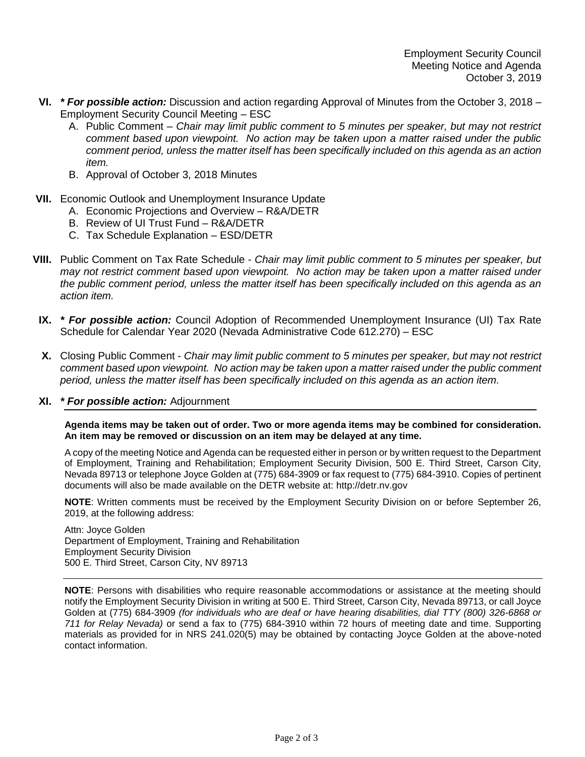**VI.** ***\* For possible action:*** Discussion and action regarding Approval of Minutes from the October 3, 2018 – Employment Security Council Meeting – ESC

A. Public Comment – *Chair may limit public comment to 5 minutes per speaker, but may not restrict comment based upon viewpoint. No action may be taken upon a matter raised under the public comment period, unless the matter itself has been specifically included on this agenda as an action item.*

B. Approval of October 3, 2018 Minutes

**VII.** Economic Outlook and Unemployment Insurance Update

A. Economic Projections and Overview – R&A/DETR

B. Review of UI Trust Fund – R&A/DETR

C. Tax Schedule Explanation – ESD/DETR

**VIII.** Public Comment on Tax Rate Schedule - *Chair may limit public comment to 5 minutes per speaker, but may not restrict comment based upon viewpoint. No action may be taken upon a matter raised under the public comment period, unless the matter itself has been specifically included on this agenda as an action item.*

**IX.** ***\* For possible action:*** Council Adoption of Recommended Unemployment Insurance (UI) Tax Rate Schedule for Calendar Year 2020 (Nevada Administrative Code 612.270) – ESC

**X.** Closing Public Comment - *Chair may limit public comment to 5 minutes per speaker, but may not restrict comment based upon viewpoint. No action may be taken upon a matter raised under the public comment period, unless the matter itself has been specifically included on this agenda as an action item.*

**XI.** ***\* For possible action:*** Adjournment

---

**Agenda items may be taken out of order. Two or more agenda items may be combined for consideration. An item may be removed or discussion on an item may be delayed at any time.**

A copy of the meeting Notice and Agenda can be requested either in person or by written request to the Department of Employment, Training and Rehabilitation; Employment Security Division, 500 E. Third Street, Carson City, Nevada 89713 or telephone Joyce Golden at (775) 684-3909 or fax request to (775) 684-3910. Copies of pertinent documents will also be made available on the DETR website at: http://detr.nv.gov

**NOTE**: Written comments must be received by the Employment Security Division on or before September 26, 2019, at the following address:

Attn: Joyce Golden
Department of Employment, Training and Rehabilitation
Employment Security Division
500 E. Third Street, Carson City, NV 89713

---

**NOTE**: Persons with disabilities who require reasonable accommodations or assistance at the meeting should notify the Employment Security Division in writing at 500 E. Third Street, Carson City, Nevada 89713, or call Joyce Golden at (775) 684-3909 *(for individuals who are deaf or have hearing disabilities, dial TTY (800) 326-6868 or 711 for Relay Nevada)* or send a fax to (775) 684-3910 within 72 hours of meeting date and time. Supporting materials as provided for in NRS 241.020(5) may be obtained by contacting Joyce Golden at the above-noted contact information.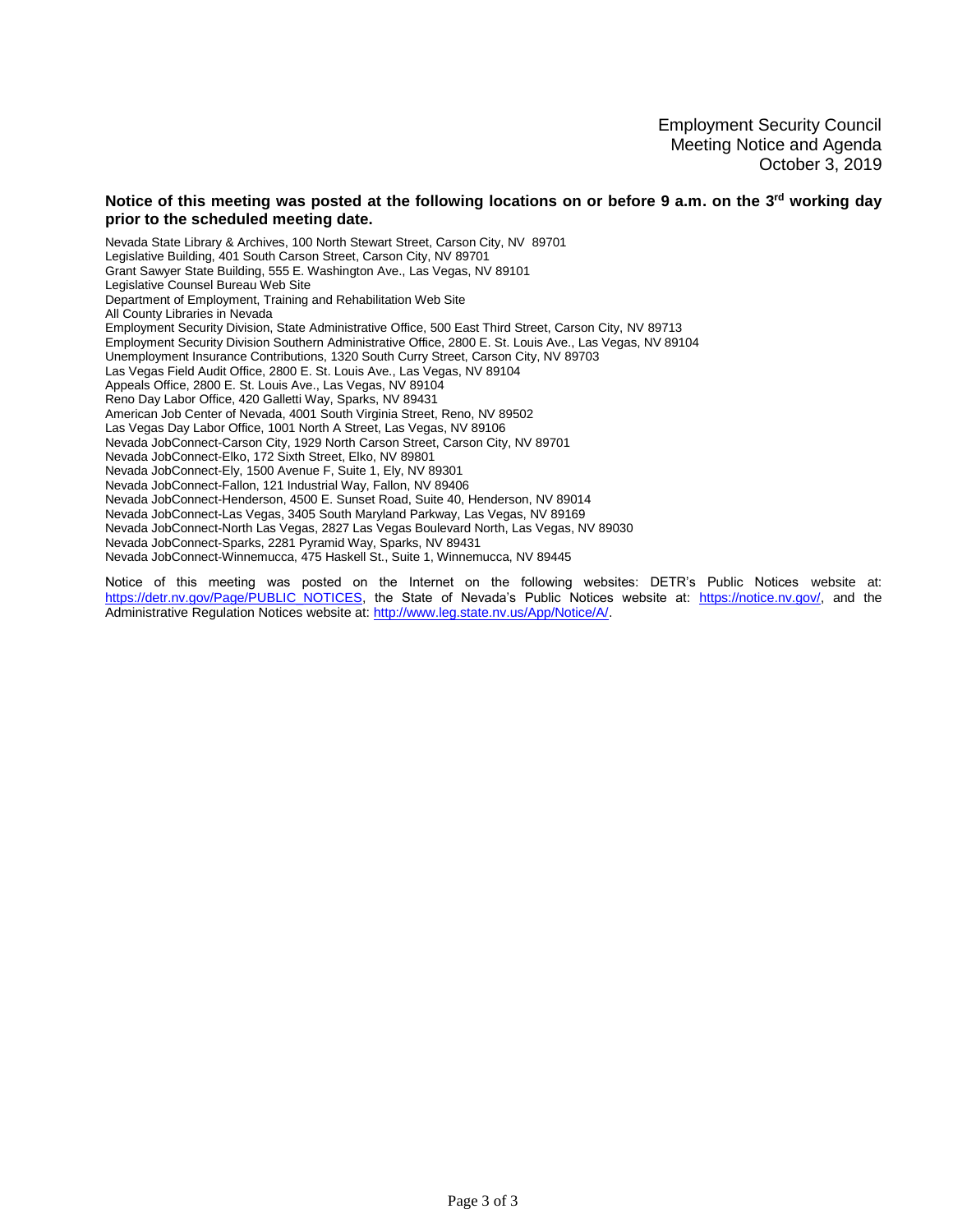Employment Security Council
Meeting Notice and Agenda
October 3, 2019

**Notice of this meeting was posted at the following locations on or before 9 a.m. on the 3rd working day prior to the scheduled meeting date.**

Nevada State Library & Archives, 100 North Stewart Street, Carson City, NV 89701
Legislative Building, 401 South Carson Street, Carson City, NV 89701
Grant Sawyer State Building, 555 E. Washington Ave., Las Vegas, NV 89101
Legislative Counsel Bureau Web Site
Department of Employment, Training and Rehabilitation Web Site
All County Libraries in Nevada
Employment Security Division, State Administrative Office, 500 East Third Street, Carson City, NV 89713
Employment Security Division Southern Administrative Office, 2800 E. St. Louis Ave., Las Vegas, NV 89104
Unemployment Insurance Contributions, 1320 South Curry Street, Carson City, NV 89703
Las Vegas Field Audit Office, 2800 E. St. Louis Ave., Las Vegas, NV 89104
Appeals Office, 2800 E. St. Louis Ave., Las Vegas, NV 89104
Reno Day Labor Office, 420 Galletti Way, Sparks, NV 89431
American Job Center of Nevada, 4001 South Virginia Street, Reno, NV 89502
Las Vegas Day Labor Office, 1001 North A Street, Las Vegas, NV 89106
Nevada JobConnect-Carson City, 1929 North Carson Street, Carson City, NV 89701
Nevada JobConnect-Elko, 172 Sixth Street, Elko, NV 89801
Nevada JobConnect-Ely, 1500 Avenue F, Suite 1, Ely, NV 89301
Nevada JobConnect-Fallon, 121 Industrial Way, Fallon, NV 89406
Nevada JobConnect-Henderson, 4500 E. Sunset Road, Suite 40, Henderson, NV 89014
Nevada JobConnect-Las Vegas, 3405 South Maryland Parkway, Las Vegas, NV 89169
Nevada JobConnect-North Las Vegas, 2827 Las Vegas Boulevard North, Las Vegas, NV 89030
Nevada JobConnect-Sparks, 2281 Pyramid Way, Sparks, NV 89431
Nevada JobConnect-Winnemucca, 475 Haskell St., Suite 1, Winnemucca, NV 89445

Notice of this meeting was posted on the Internet on the following websites: DETR's Public Notices website at: https://detr.nv.gov/Page/PUBLIC_NOTICES, the State of Nevada's Public Notices website at: https://notice.nv.gov/, and the Administrative Regulation Notices website at: http://www.leg.state.nv.us/App/Notice/A/.